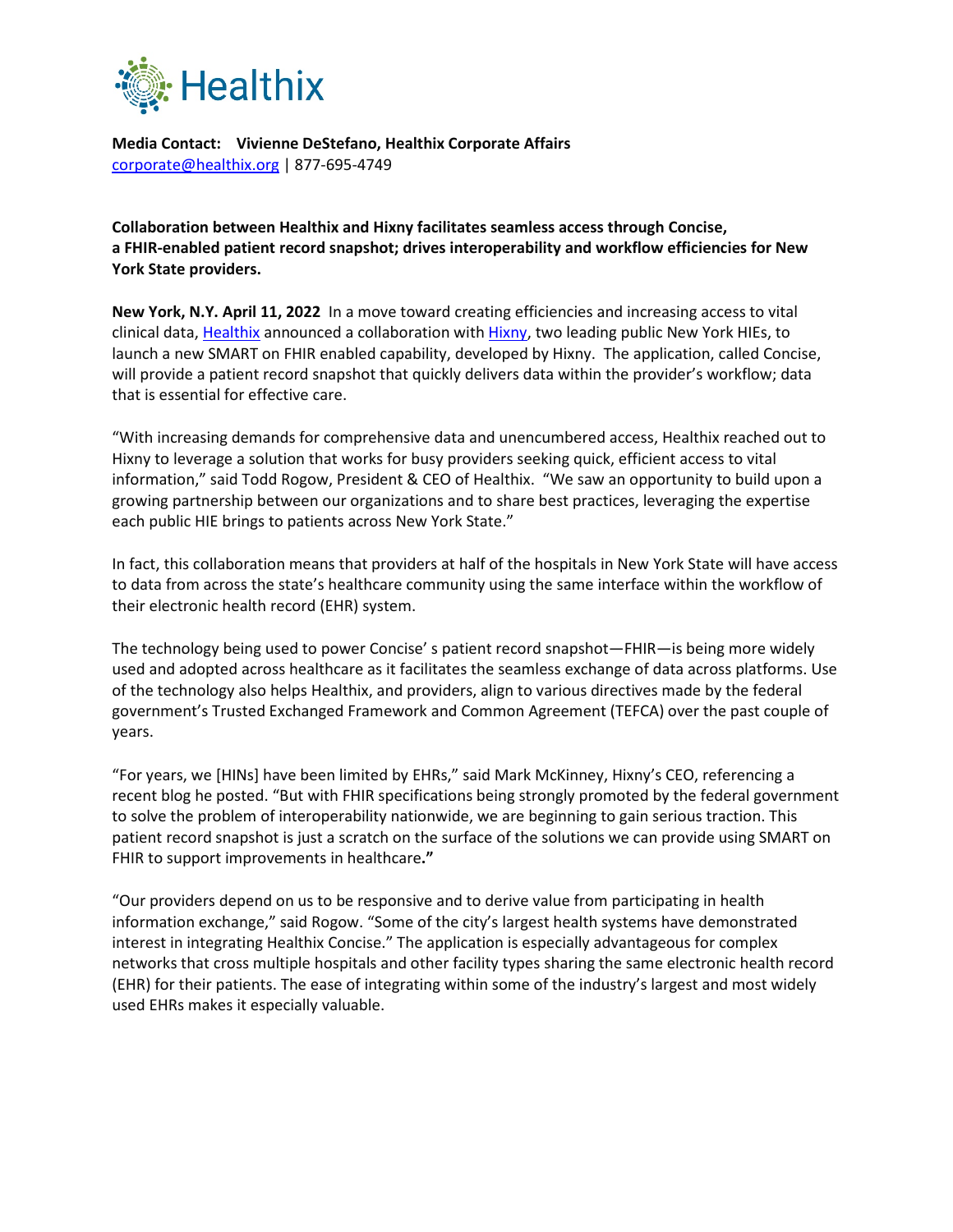# Healthix

**Media Contact: Vivienne DeStefano, Healthix Corporate Affairs**
corporate@healthix.org | 877-695-4749

**Collaboration between Healthix and Hixny facilitates seamless access through Concise, a FHIR-enabled patient record snapshot; drives interoperability and workflow efficiencies for New York State providers.**

**New York, N.Y. April 11, 2022** In a move toward creating efficiencies and increasing access to vital clinical data, [Healthix](https://healthix.org) announced a collaboration with [Hixny](https://hixny.org), two leading public New York HIEs, to launch a new SMART on FHIR enabled capability, developed by Hixny. The application, called Concise, will provide a patient record snapshot that quickly delivers data within the provider's workflow; data that is essential for effective care.

"With increasing demands for comprehensive data and unencumbered access, Healthix reached out to Hixny to leverage a solution that works for busy providers seeking quick, efficient access to vital information," said Todd Rogow, President & CEO of Healthix. "We saw an opportunity to build upon a growing partnership between our organizations and to share best practices, leveraging the expertise each public HIE brings to patients across New York State."

In fact, this collaboration means that providers at half of the hospitals in New York State will have access to data from across the state's healthcare community using the same interface within the workflow of their electronic health record (EHR) system.

The technology being used to power Concise' s patient record snapshot—FHIR—is being more widely used and adopted across healthcare as it facilitates the seamless exchange of data across platforms. Use of the technology also helps Healthix, and providers, align to various directives made by the federal government's Trusted Exchanged Framework and Common Agreement (TEFCA) over the past couple of years.

"For years, we [HINs] have been limited by EHRs," said Mark McKinney, Hixny's CEO, referencing a recent blog he posted. "But with FHIR specifications being strongly promoted by the federal government to solve the problem of interoperability nationwide, we are beginning to gain serious traction. This patient record snapshot is just a scratch on the surface of the solutions we can provide using SMART on FHIR to support improvements in healthcare**."**

"Our providers depend on us to be responsive and to derive value from participating in health information exchange," said Rogow. "Some of the city's largest health systems have demonstrated interest in integrating Healthix Concise." The application is especially advantageous for complex networks that cross multiple hospitals and other facility types sharing the same electronic health record (EHR) for their patients. The ease of integrating within some of the industry's largest and most widely used EHRs makes it especially valuable.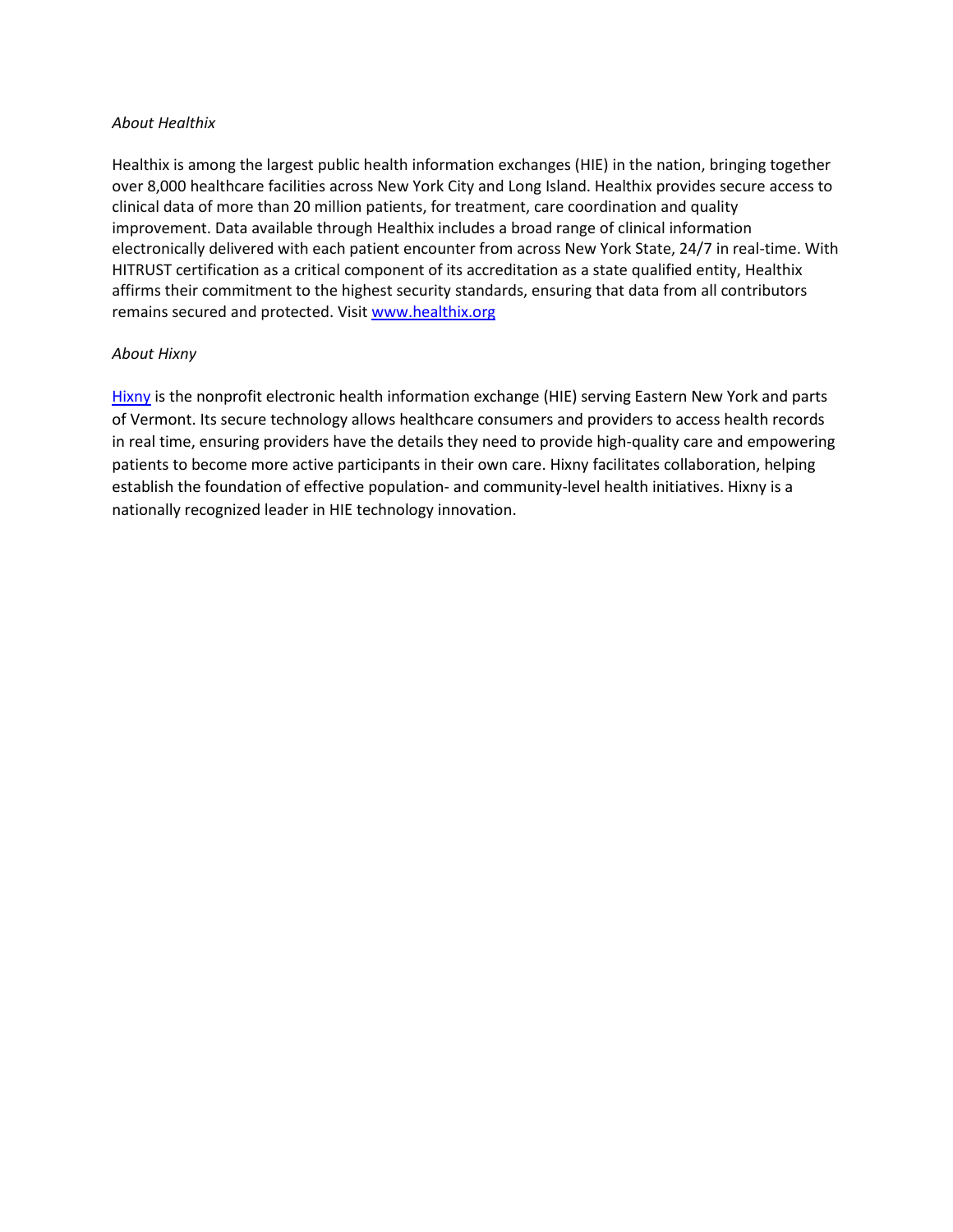*About Healthix*

Healthix is among the largest public health information exchanges (HIE) in the nation, bringing together over 8,000 healthcare facilities across New York City and Long Island. Healthix provides secure access to clinical data of more than 20 million patients, for treatment, care coordination and quality improvement. Data available through Healthix includes a broad range of clinical information electronically delivered with each patient encounter from across New York State, 24/7 in real-time. With HITRUST certification as a critical component of its accreditation as a state qualified entity, Healthix affirms their commitment to the highest security standards, ensuring that data from all contributors remains secured and protected. Visit www.healthix.org

*About Hixny*

Hixny is the nonprofit electronic health information exchange (HIE) serving Eastern New York and parts of Vermont. Its secure technology allows healthcare consumers and providers to access health records in real time, ensuring providers have the details they need to provide high-quality care and empowering patients to become more active participants in their own care. Hixny facilitates collaboration, helping establish the foundation of effective population- and community-level health initiatives. Hixny is a nationally recognized leader in HIE technology innovation.